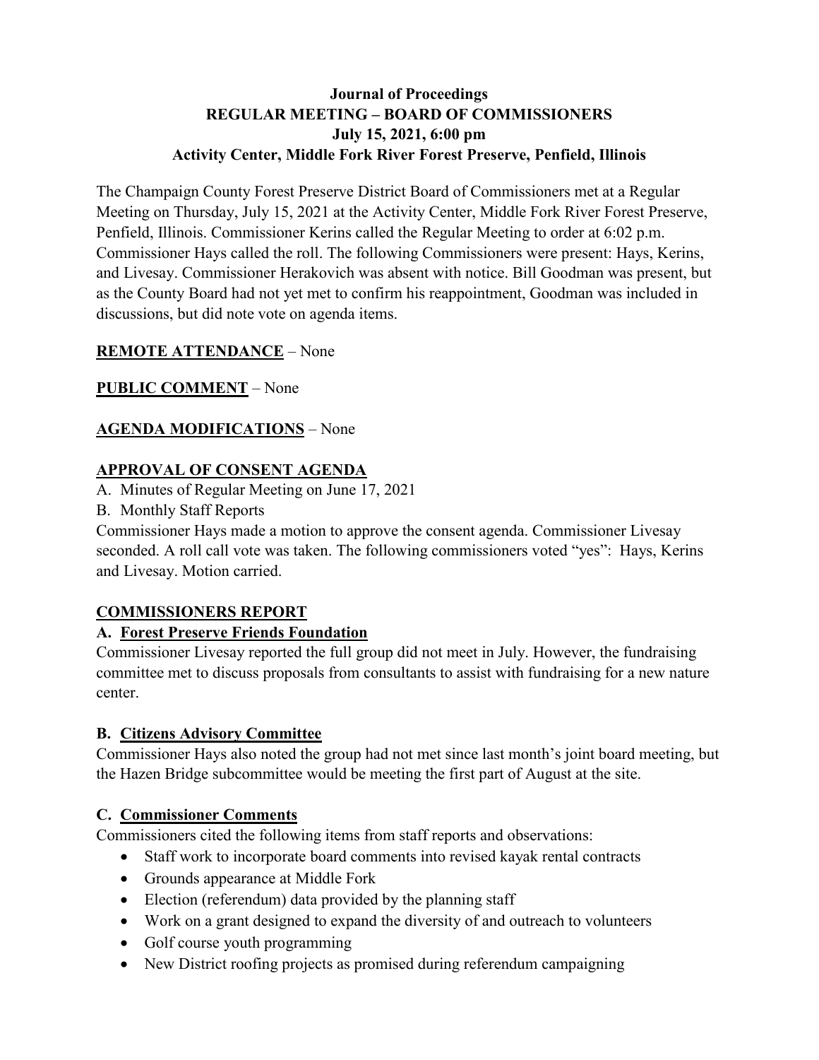**Journal of Proceedings**
**REGULAR MEETING – BOARD OF COMMISSIONERS**
**July 15, 2021, 6:00 pm**
**Activity Center, Middle Fork River Forest Preserve, Penfield, Illinois**

The Champaign County Forest Preserve District Board of Commissioners met at a Regular Meeting on Thursday, July 15, 2021 at the Activity Center, Middle Fork River Forest Preserve, Penfield, Illinois. Commissioner Kerins called the Regular Meeting to order at 6:02 p.m. Commissioner Hays called the roll. The following Commissioners were present: Hays, Kerins, and Livesay. Commissioner Herakovich was absent with notice. Bill Goodman was present, but as the County Board had not yet met to confirm his reappointment, Goodman was included in discussions, but did note vote on agenda items.

**REMOTE ATTENDANCE** – None

**PUBLIC COMMENT** – None

**AGENDA MODIFICATIONS** – None

**APPROVAL OF CONSENT AGENDA**

A. Minutes of Regular Meeting on June 17, 2021
B. Monthly Staff Reports

Commissioner Hays made a motion to approve the consent agenda. Commissioner Livesay seconded. A roll call vote was taken. The following commissioners voted "yes": Hays, Kerins and Livesay. Motion carried.

**COMMISSIONERS REPORT**

**A. Forest Preserve Friends Foundation**

Commissioner Livesay reported the full group did not meet in July. However, the fundraising committee met to discuss proposals from consultants to assist with fundraising for a new nature center.

**B. Citizens Advisory Committee**

Commissioner Hays also noted the group had not met since last month's joint board meeting, but the Hazen Bridge subcommittee would be meeting the first part of August at the site.

**C. Commissioner Comments**

Commissioners cited the following items from staff reports and observations:

- Staff work to incorporate board comments into revised kayak rental contracts
- Grounds appearance at Middle Fork
- Election (referendum) data provided by the planning staff
- Work on a grant designed to expand the diversity of and outreach to volunteers
- Golf course youth programming
- New District roofing projects as promised during referendum campaigning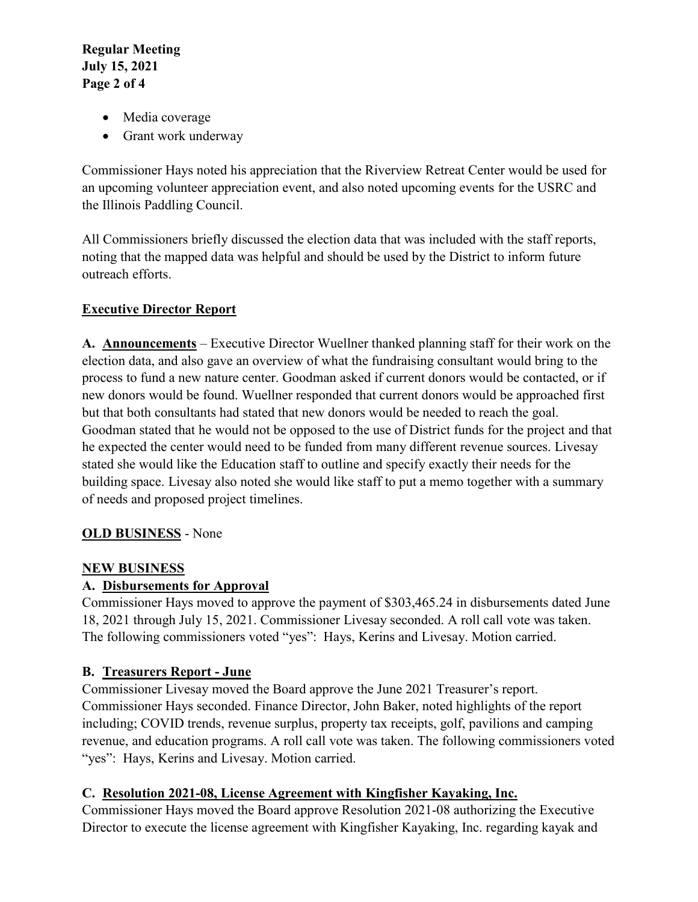- Media coverage
- Grant work underway

Commissioner Hays noted his appreciation that the Riverview Retreat Center would be used for an upcoming volunteer appreciation event, and also noted upcoming events for the USRC and the Illinois Paddling Council.

All Commissioners briefly discussed the election data that was included with the staff reports, noting that the mapped data was helpful and should be used by the District to inform future outreach efforts.

## Executive Director Report

**A. Announcements** – Executive Director Wuellner thanked planning staff for their work on the election data, and also gave an overview of what the fundraising consultant would bring to the process to fund a new nature center. Goodman asked if current donors would be contacted, or if new donors would be found. Wuellner responded that current donors would be approached first but that both consultants had stated that new donors would be needed to reach the goal. Goodman stated that he would not be opposed to the use of District funds for the project and that he expected the center would need to be funded from many different revenue sources. Livesay stated she would like the Education staff to outline and specify exactly their needs for the building space. Livesay also noted she would like staff to put a memo together with a summary of needs and proposed project timelines.

**OLD BUSINESS** - None

## NEW BUSINESS

### A. Disbursements for Approval

Commissioner Hays moved to approve the payment of $303,465.24 in disbursements dated June 18, 2021 through July 15, 2021. Commissioner Livesay seconded. A roll call vote was taken. The following commissioners voted "yes": Hays, Kerins and Livesay. Motion carried.

### B. Treasurers Report - June

Commissioner Livesay moved the Board approve the June 2021 Treasurer's report. Commissioner Hays seconded. Finance Director, John Baker, noted highlights of the report including; COVID trends, revenue surplus, property tax receipts, golf, pavilions and camping revenue, and education programs. A roll call vote was taken. The following commissioners voted "yes": Hays, Kerins and Livesay. Motion carried.

### C. Resolution 2021-08, License Agreement with Kingfisher Kayaking, Inc.

Commissioner Hays moved the Board approve Resolution 2021-08 authorizing the Executive Director to execute the license agreement with Kingfisher Kayaking, Inc. regarding kayak and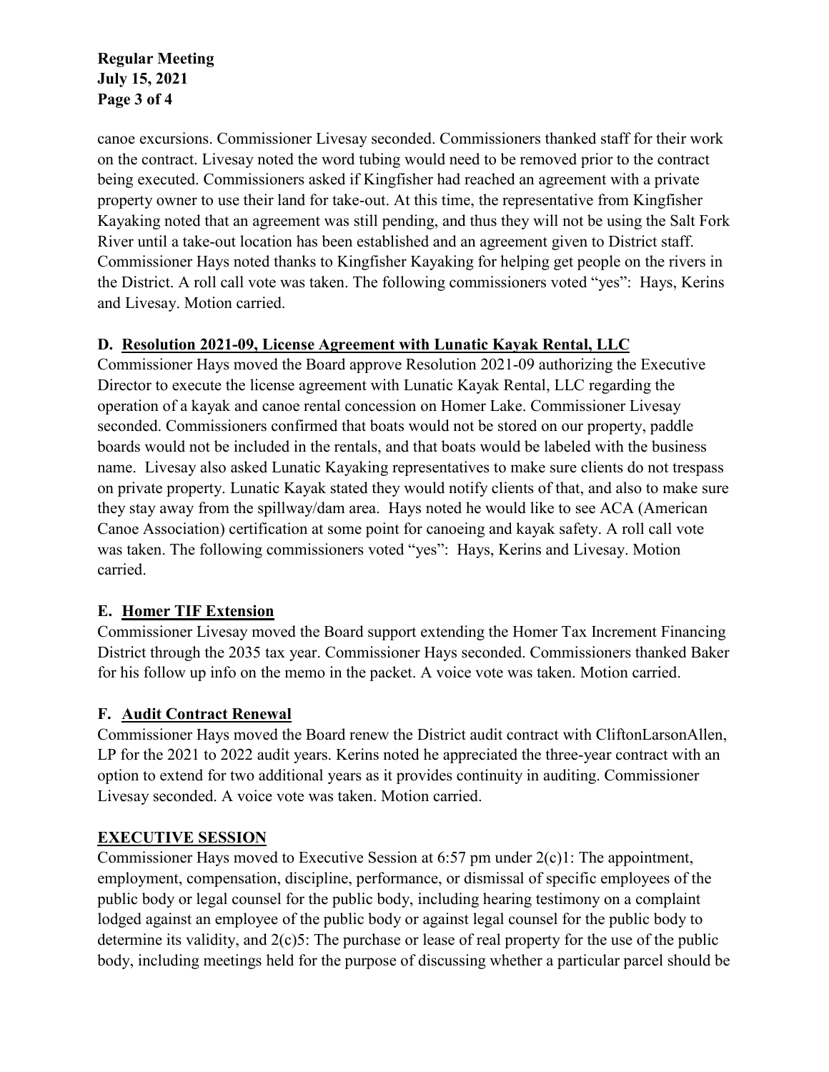canoe excursions. Commissioner Livesay seconded. Commissioners thanked staff for their work on the contract. Livesay noted the word tubing would need to be removed prior to the contract being executed. Commissioners asked if Kingfisher had reached an agreement with a private property owner to use their land for take-out. At this time, the representative from Kingfisher Kayaking noted that an agreement was still pending, and thus they will not be using the Salt Fork River until a take-out location has been established and an agreement given to District staff. Commissioner Hays noted thanks to Kingfisher Kayaking for helping get people on the rivers in the District. A roll call vote was taken. The following commissioners voted "yes": Hays, Kerins and Livesay. Motion carried.

### D. Resolution 2021-09, License Agreement with Lunatic Kayak Rental, LLC

Commissioner Hays moved the Board approve Resolution 2021-09 authorizing the Executive Director to execute the license agreement with Lunatic Kayak Rental, LLC regarding the operation of a kayak and canoe rental concession on Homer Lake. Commissioner Livesay seconded. Commissioners confirmed that boats would not be stored on our property, paddle boards would not be included in the rentals, and that boats would be labeled with the business name. Livesay also asked Lunatic Kayaking representatives to make sure clients do not trespass on private property. Lunatic Kayak stated they would notify clients of that, and also to make sure they stay away from the spillway/dam area. Hays noted he would like to see ACA (American Canoe Association) certification at some point for canoeing and kayak safety. A roll call vote was taken. The following commissioners voted "yes": Hays, Kerins and Livesay. Motion carried.

### E. Homer TIF Extension

Commissioner Livesay moved the Board support extending the Homer Tax Increment Financing District through the 2035 tax year. Commissioner Hays seconded. Commissioners thanked Baker for his follow up info on the memo in the packet. A voice vote was taken. Motion carried.

### F. Audit Contract Renewal

Commissioner Hays moved the Board renew the District audit contract with CliftonLarsonAllen, LP for the 2021 to 2022 audit years. Kerins noted he appreciated the three-year contract with an option to extend for two additional years as it provides continuity in auditing. Commissioner Livesay seconded. A voice vote was taken. Motion carried.

## EXECUTIVE SESSION

Commissioner Hays moved to Executive Session at 6:57 pm under 2(c)1: The appointment, employment, compensation, discipline, performance, or dismissal of specific employees of the public body or legal counsel for the public body, including hearing testimony on a complaint lodged against an employee of the public body or against legal counsel for the public body to determine its validity, and 2(c)5: The purchase or lease of real property for the use of the public body, including meetings held for the purpose of discussing whether a particular parcel should be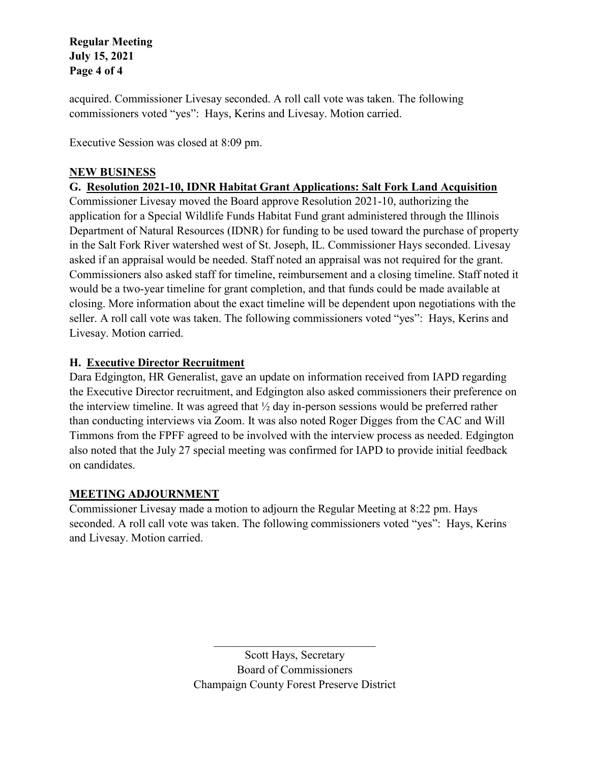acquired. Commissioner Livesay seconded. A roll call vote was taken. The following commissioners voted "yes": Hays, Kerins and Livesay. Motion carried.

Executive Session was closed at 8:09 pm.

## NEW BUSINESS

### G. Resolution 2021-10, IDNR Habitat Grant Applications: Salt Fork Land Acquisition

Commissioner Livesay moved the Board approve Resolution 2021-10, authorizing the application for a Special Wildlife Funds Habitat Fund grant administered through the Illinois Department of Natural Resources (IDNR) for funding to be used toward the purchase of property in the Salt Fork River watershed west of St. Joseph, IL. Commissioner Hays seconded. Livesay asked if an appraisal would be needed. Staff noted an appraisal was not required for the grant. Commissioners also asked staff for timeline, reimbursement and a closing timeline. Staff noted it would be a two-year timeline for grant completion, and that funds could be made available at closing. More information about the exact timeline will be dependent upon negotiations with the seller. A roll call vote was taken. The following commissioners voted "yes": Hays, Kerins and Livesay. Motion carried.

### H. Executive Director Recruitment

Dara Edgington, HR Generalist, gave an update on information received from IAPD regarding the Executive Director recruitment, and Edgington also asked commissioners their preference on the interview timeline. It was agreed that ½ day in-person sessions would be preferred rather than conducting interviews via Zoom. It was also noted Roger Digges from the CAC and Will Timmons from the FPFF agreed to be involved with the interview process as needed. Edgington also noted that the July 27 special meeting was confirmed for IAPD to provide initial feedback on candidates.

## MEETING ADJOURNMENT

Commissioner Livesay made a motion to adjourn the Regular Meeting at 8:22 pm. Hays seconded. A roll call vote was taken. The following commissioners voted "yes": Hays, Kerins and Livesay. Motion carried.

\_\_\_\_\_\_\_\_\_\_\_\_\_\_\_\_\_\_\_\_\_\_\_\_\_\_\_\_

Scott Hays, Secretary
Board of Commissioners
Champaign County Forest Preserve District